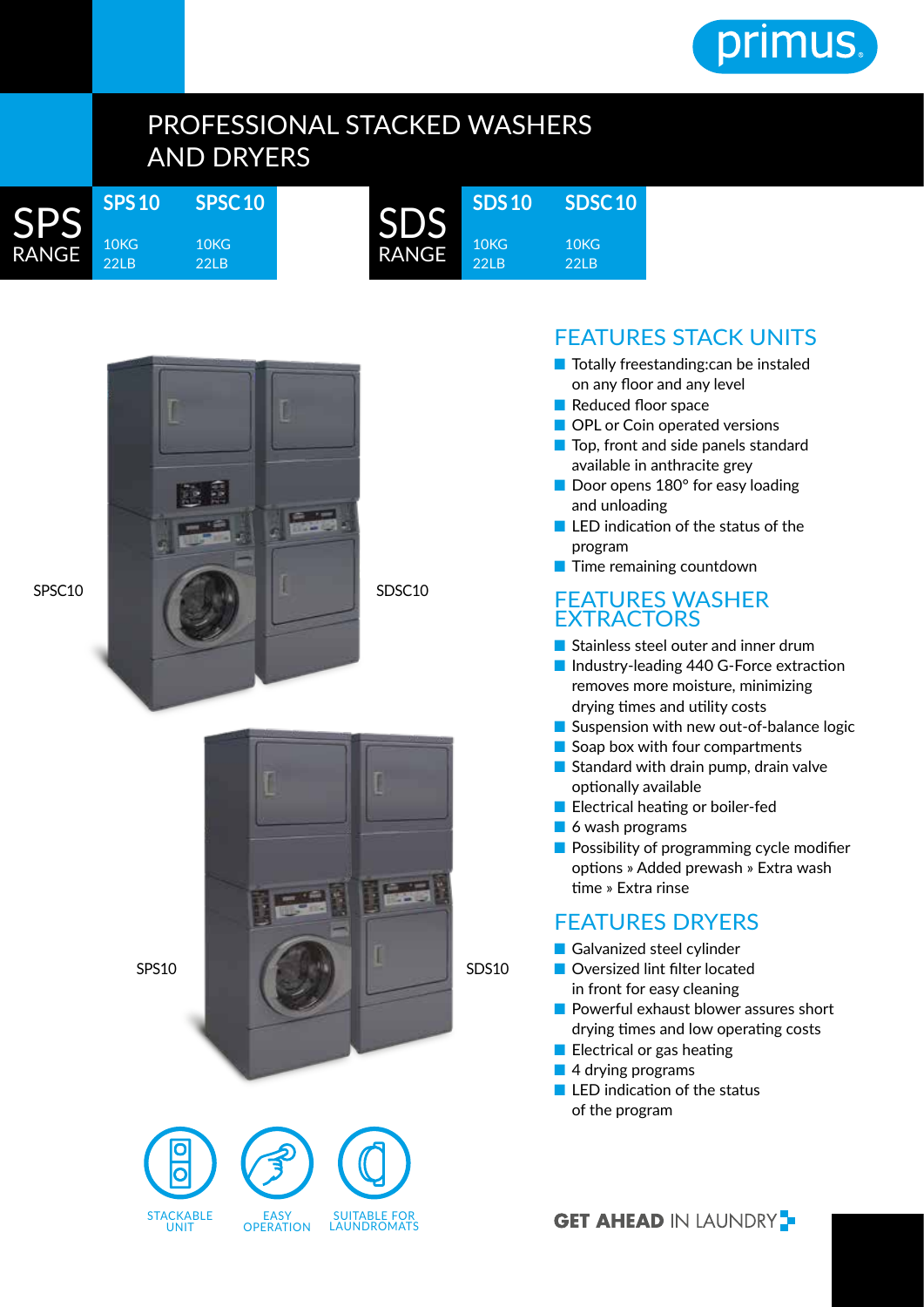# PROFESSIONAL STACKED WASHERS AND DRYERS

| SPS RANGE | SPS 10 | SPSC 10 |
|---|---|---|
| | 10KG 22LB | 10KG 22LB |

| SDS RANGE | SDS 10 | SDSC 10 |
|---|---|---|
| | 10KG 22LB | 10KG 22LB |

SPSC10

SDSC10

SPS10

SDS10

STACKABLE UNIT

EASY OPERATION

SUITABLE FOR LAUNDROMATS

## FEATURES STACK UNITS

- Totally freestanding:can be instaled on any floor and any level
- Reduced floor space
- OPL or Coin operated versions
- Top, front and side panels standard available in anthracite grey
- Door opens 180° for easy loading and unloading
- LED indication of the status of the program
- Time remaining countdown

## FEATURES WASHER EXTRACTORS

- Stainless steel outer and inner drum
- Industry-leading 440 G-Force extraction removes more moisture, minimizing drying times and utility costs
- Suspension with new out-of-balance logic
- Soap box with four compartments
- Standard with drain pump, drain valve optionally available
- Electrical heating or boiler-fed
- 6 wash programs
- Possibility of programming cycle modifier options » Added prewash » Extra wash time » Extra rinse

## FEATURES DRYERS

- Galvanized steel cylinder
- Oversized lint filter located in front for easy cleaning
- Powerful exhaust blower assures short drying times and low operating costs
- Electrical or gas heating
- 4 drying programs
- LED indication of the status of the program

**GET AHEAD** IN LAUNDRY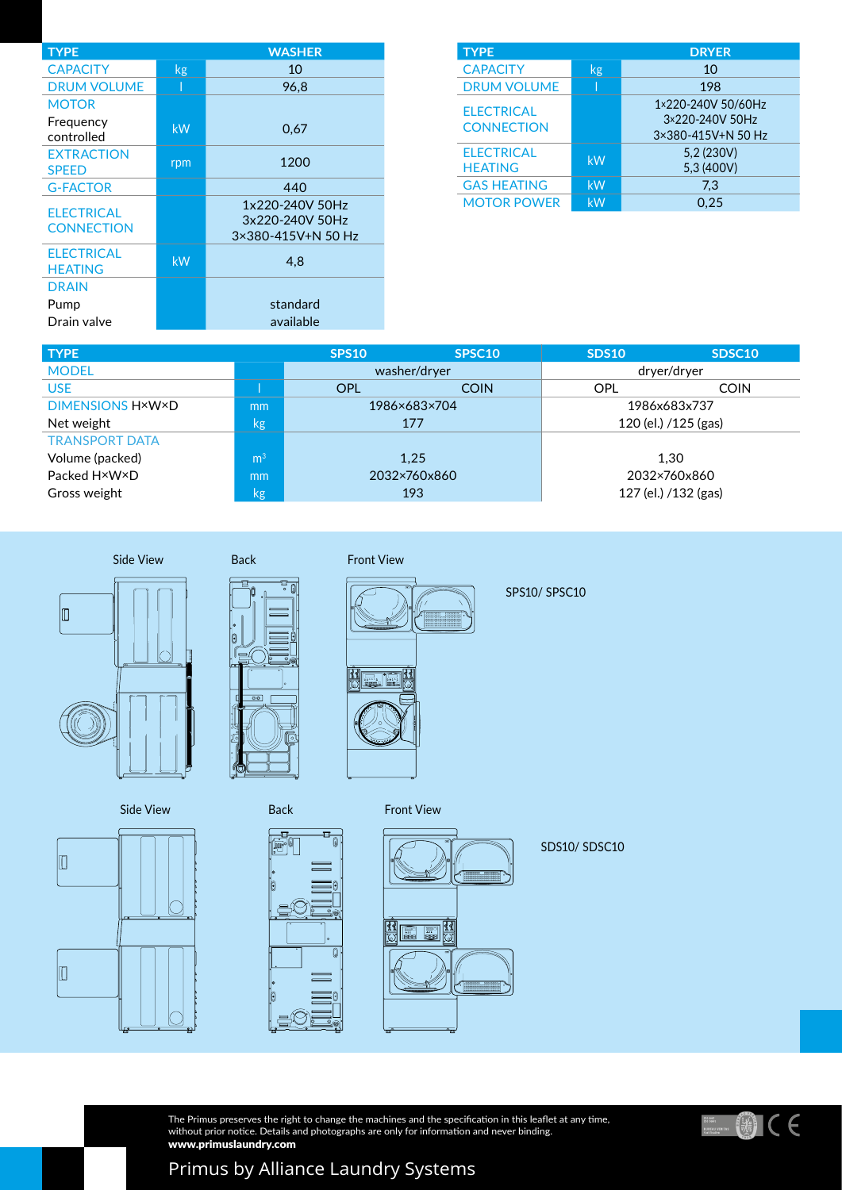| TYPE | | WASHER |
|---|---|---|
| CAPACITY | kg | 10 |
| DRUM VOLUME | l | 96,8 |
| MOTOR<br>Frequency controlled | kW | 0,67 |
| EXTRACTION SPEED | rpm | 1200 |
| G-FACTOR | | 440 |
| ELECTRICAL CONNECTION | | 1x220-240V 50Hz<br>3x220-240V 50Hz<br>3×380-415V+N 50 Hz |
| ELECTRICAL HEATING | kW | 4,8 |
| DRAIN<br>Pump<br>Drain valve | | <br>standard<br>available |

| TYPE | | DRYER |
|---|---|---|
| CAPACITY | kg | 10 |
| DRUM VOLUME | l | 198 |
| ELECTRICAL CONNECTION | | 1×220-240V 50/60Hz<br>3×220-240V 50Hz<br>3×380-415V+N 50 Hz |
| ELECTRICAL HEATING | kW | 5,2 (230V)<br>5,3 (400V) |
| GAS HEATING | kW | 7,3 |
| MOTOR POWER | kW | 0,25 |

| TYPE | | SPS10 | SPSC10 | SDS10 | SDSC10 |
|---|---|---|---|---|---|
| MODEL | | washer/dryer | | dryer/dryer | |
| USE | l | OPL | COIN | OPL | COIN |
| DIMENSIONS H×W×D | mm | 1986×683×704 | | 1986x683x737 | |
| Net weight | kg | 177 | | 120 (el.) /125 (gas) | |
| TRANSPORT DATA | | | | | |
| Volume (packed) | m³ | 1,25 | | 1,30 | |
| Packed H×W×D | mm | 2032×760x860 | | 2032×760x860 | |
| Gross weight | kg | 193 | | 127 (el.) /132 (gas) | |

Side View

Back

Front View

SPS10/ SPSC10

Side View

Back

Front View

SDS10/ SDSC10

The Primus preserves the right to change the machines and the specification in this leaflet at any time, without prior notice. Details and photographs are only for information and never binding.
**www.primuslaundry.com**

Primus by Alliance Laundry Systems